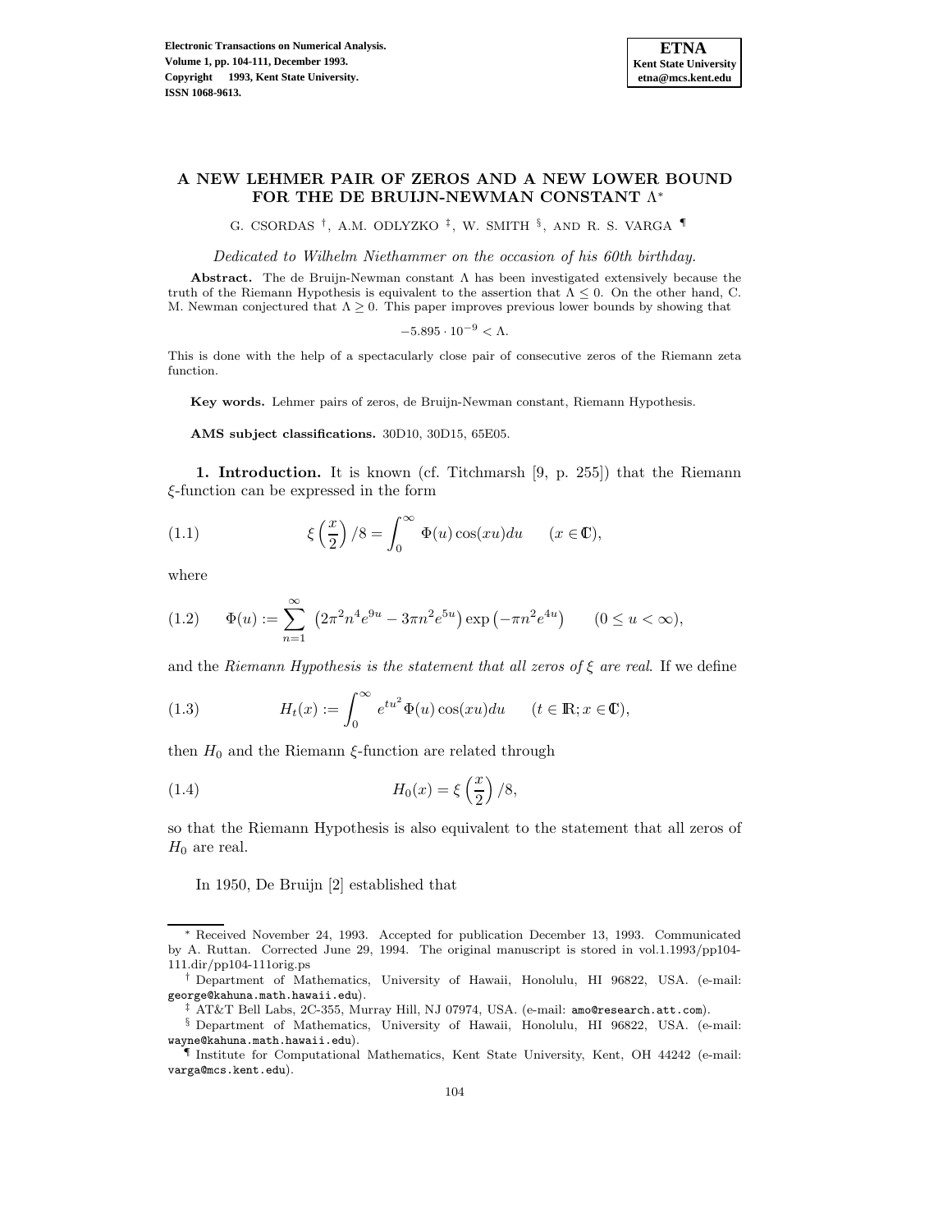**Electronic Transactions on Numerical Analysis.**
**Volume 1, pp. 104-111, December 1993.**
**Copyright © 1993, Kent State University.**
**ISSN 1068-9613.**

**ETNA**
**Kent State University**
**etna@mcs.kent.edu**

# A NEW LEHMER PAIR OF ZEROS AND A NEW LOWER BOUND FOR THE DE BRUIJN-NEWMAN CONSTANT Λ*

G. CSORDAS [†], A.M. ODLYZKO [‡], W. SMITH [§], AND R. S. VARGA [¶]

*Dedicated to Wilhelm Niethammer on the occasion of his 60th birthday.*

**Abstract.** The de Bruijn-Newman constant $\Lambda$ has been investigated extensively because the truth of the Riemann Hypothesis is equivalent to the assertion that $\Lambda \leq 0$. On the other hand, C. M. Newman conjectured that $\Lambda \geq 0$. This paper improves previous lower bounds by showing that

$$-5.895 \cdot 10^{-9} < \Lambda.$$

This is done with the help of a spectacularly close pair of consecutive zeros of the Riemann zeta function.

**Key words.** Lehmer pairs of zeros, de Bruijn-Newman constant, Riemann Hypothesis.

**AMS subject classifications.** 30D10, 30D15, 65E05.

## 1. Introduction.

It is known (cf. Titchmarsh [9, p. 255]) that the Riemann $\xi$-function can be expressed in the form

$$\xi\left(\frac{x}{2}\right)/8 = \int_0^\infty \Phi(u)\cos(xu)du \qquad (x \in \mathbb{C}), \tag{1.1}$$

where

$$\Phi(u) := \sum_{n=1}^{\infty} \left(2\pi^2 n^4 e^{9u} - 3\pi n^2 e^{5u}\right)\exp\left(-\pi n^2 e^{4u}\right) \qquad (0 \leq u < \infty), \tag{1.2}$$

and the *Riemann Hypothesis is the statement that all zeros of $\xi$ are real*. If we define

$$H_t(x) := \int_0^\infty e^{tu^2}\Phi(u)\cos(xu)du \qquad (t \in \mathbb{R}; x \in \mathbb{C}), \tag{1.3}$$

then $H_0$ and the Riemann $\xi$-function are related through

$$H_0(x) = \xi\left(\frac{x}{2}\right)/8, \tag{1.4}$$

so that the Riemann Hypothesis is also equivalent to the statement that all zeros of $H_0$ are real.

In 1950, De Bruijn [2] established that

---

* Received November 24, 1993. Accepted for publication December 13, 1993. Communicated by A. Ruttan. Corrected June 29, 1994. The original manuscript is stored in vol.1.1993/pp104-111.dir/pp104-111orig.ps

† Department of Mathematics, University of Hawaii, Honolulu, HI 96822, USA. (e-mail: george@kahuna.math.hawaii.edu).

‡ AT&T Bell Labs, 2C-355, Murray Hill, NJ 07974, USA. (e-mail: amo@research.att.com).

§ Department of Mathematics, University of Hawaii, Honolulu, HI 96822, USA. (e-mail: wayne@kahuna.math.hawaii.edu).

¶ Institute for Computational Mathematics, Kent State University, Kent, OH 44242 (e-mail: varga@mcs.kent.edu).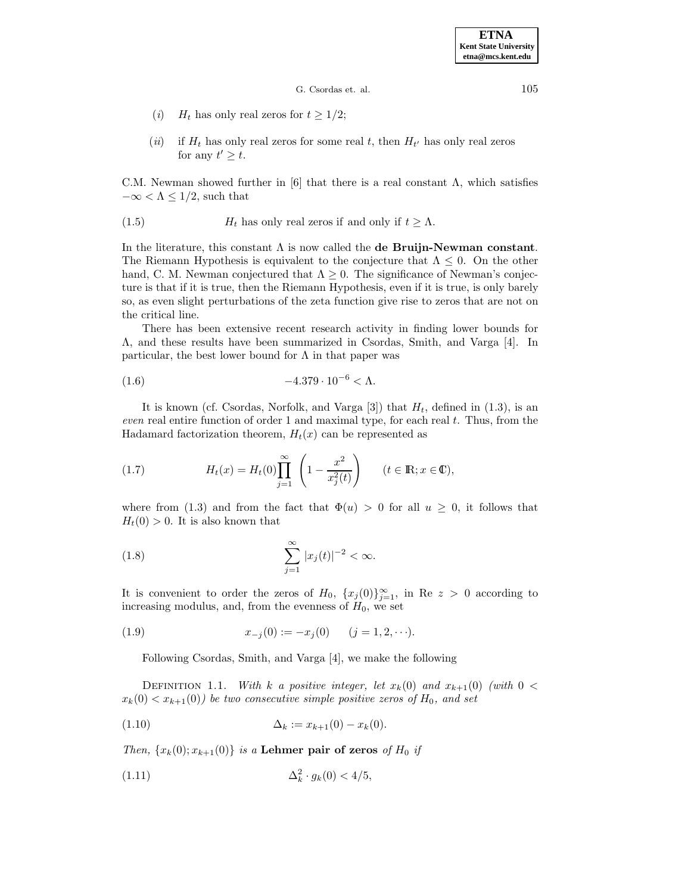- $(i)$ $H_t$ has only real zeros for $t \geq 1/2$;
- $(ii)$ if $H_t$ has only real zeros for some real $t$, then $H_{t'}$ has only real zeros for any $t' \geq t$.

C.M. Newman showed further in [6] that there is a real constant $\Lambda$, which satisfies $-\infty < \Lambda \leq 1/2$, such that

$$H_t \text{ has only real zeros if and only if } t \geq \Lambda. \tag{1.5}$$

In the literature, this constant $\Lambda$ is now called the **de Bruijn-Newman constant**. The Riemann Hypothesis is equivalent to the conjecture that $\Lambda \leq 0$. On the other hand, C. M. Newman conjectured that $\Lambda \geq 0$. The significance of Newman's conjecture is that if it is true, then the Riemann Hypothesis, even if it is true, is only barely so, as even slight perturbations of the zeta function give rise to zeros that are not on the critical line.

There has been extensive recent research activity in finding lower bounds for $\Lambda$, and these results have been summarized in Csordas, Smith, and Varga [4]. In particular, the best lower bound for $\Lambda$ in that paper was

$$-4.379 \cdot 10^{-6} < \Lambda. \tag{1.6}$$

It is known (cf. Csordas, Norfolk, and Varga [3]) that $H_t$, defined in (1.3), is an *even* real entire function of order 1 and maximal type, for each real $t$. Thus, from the Hadamard factorization theorem, $H_t(x)$ can be represented as

$$H_t(x) = H_t(0) \prod_{j=1}^{\infty} \left( 1 - \frac{x^2}{x_j^2(t)} \right) \qquad (t \in \mathbb{R}; x \in \mathbb{C}), \tag{1.7}$$

where from (1.3) and from the fact that $\Phi(u) > 0$ for all $u \geq 0$, it follows that $H_t(0) > 0$. It is also known that

$$\sum_{j=1}^{\infty} |x_j(t)|^{-2} < \infty. \tag{1.8}$$

It is convenient to order the zeros of $H_0$, $\{x_j(0)\}_{j=1}^{\infty}$, in Re $z > 0$ according to increasing modulus, and, from the evenness of $H_0$, we set

$$x_{-j}(0) := -x_j(0) \qquad (j = 1, 2, \cdots). \tag{1.9}$$

Following Csordas, Smith, and Varga [4], we make the following

Definition 1.1. *With $k$ a positive integer, let $x_k(0)$ and $x_{k+1}(0)$ (with $0 < x_k(0) < x_{k+1}(0)$) be two consecutive simple positive zeros of $H_0$, and set*

$$\Delta_k := x_{k+1}(0) - x_k(0). \tag{1.10}$$

*Then, $\{x_k(0); x_{k+1}(0)\}$ is a* **Lehmer pair of zeros** *of $H_0$ if*

$$\Delta_k^2 \cdot g_k(0) < 4/5, \tag{1.11}$$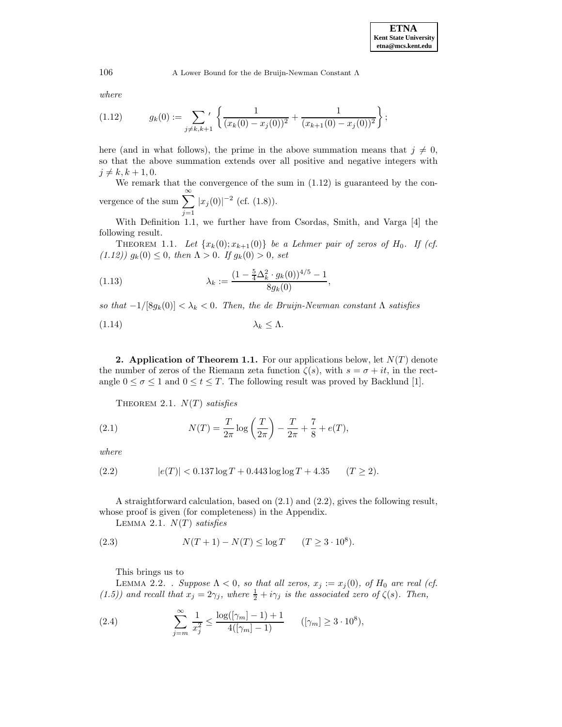*where*

$$g_k(0) := {\sum_{j \neq k, k+1}}' \left\{ \frac{1}{(x_k(0) - x_j(0))^2} + \frac{1}{(x_{k+1}(0) - x_j(0))^2} \right\}; \tag{1.12}$$

here (and in what follows), the prime in the above summation means that $j \neq 0$, so that the above summation extends over all positive and negative integers with $j \neq k, k+1, 0$.

We remark that the convergence of the sum in (1.12) is guaranteed by the convergence of the sum $\sum_{j=1}^{\infty} |x_j(0)|^{-2}$ (cf. (1.8)).

With Definition 1.1, we further have from Csordas, Smith, and Varga [4] the following result.

THEOREM 1.1. *Let $\{x_k(0); x_{k+1}(0)\}$ be a Lehmer pair of zeros of $H_0$. If (cf. (1.12)) $g_k(0) \leq 0$, then $\Lambda > 0$. If $g_k(0) > 0$, set*

$$\lambda_k := \frac{(1 - \frac{5}{4}\Delta_k^2 \cdot g_k(0))^{4/5} - 1}{8 g_k(0)}, \tag{1.13}$$

*so that $-1/[8g_k(0)] < \lambda_k < 0$. Then, the de Bruijn-Newman constant $\Lambda$ satisfies*

$$\lambda_k \leq \Lambda. \tag{1.14}$$

## 2. Application of Theorem 1.1.

For our applications below, let $N(T)$ denote the number of zeros of the Riemann zeta function $\zeta(s)$, with $s = \sigma + it$, in the rectangle $0 \leq \sigma \leq 1$ and $0 \leq t \leq T$. The following result was proved by Backlund [1].

THEOREM 2.1. *$N(T)$ satisfies*

$$N(T) = \frac{T}{2\pi} \log\left(\frac{T}{2\pi}\right) - \frac{T}{2\pi} + \frac{7}{8} + e(T), \tag{2.1}$$

*where*

$$|e(T)| < 0.137 \log T + 0.443 \log\log T + 4.35 \qquad (T \geq 2). \tag{2.2}$$

A straightforward calculation, based on (2.1) and (2.2), gives the following result, whose proof is given (for completeness) in the Appendix.

LEMMA 2.1. *$N(T)$ satisfies*

$$N(T+1) - N(T) \leq \log T \qquad (T \geq 3 \cdot 10^8). \tag{2.3}$$

This brings us to

LEMMA 2.2. . *Suppose $\Lambda < 0$, so that all zeros, $x_j := x_j(0)$, of $H_0$ are real (cf. (1.5)) and recall that $x_j = 2\gamma_j$, where $\frac{1}{2} + i\gamma_j$ is the associated zero of $\zeta(s)$. Then,*

$$\sum_{j=m}^{\infty} \frac{1}{x_j^2} \leq \frac{\log([\gamma_m] - 1) + 1}{4([\gamma_m] - 1)} \qquad ([\gamma_m] \geq 3 \cdot 10^8), \tag{2.4}$$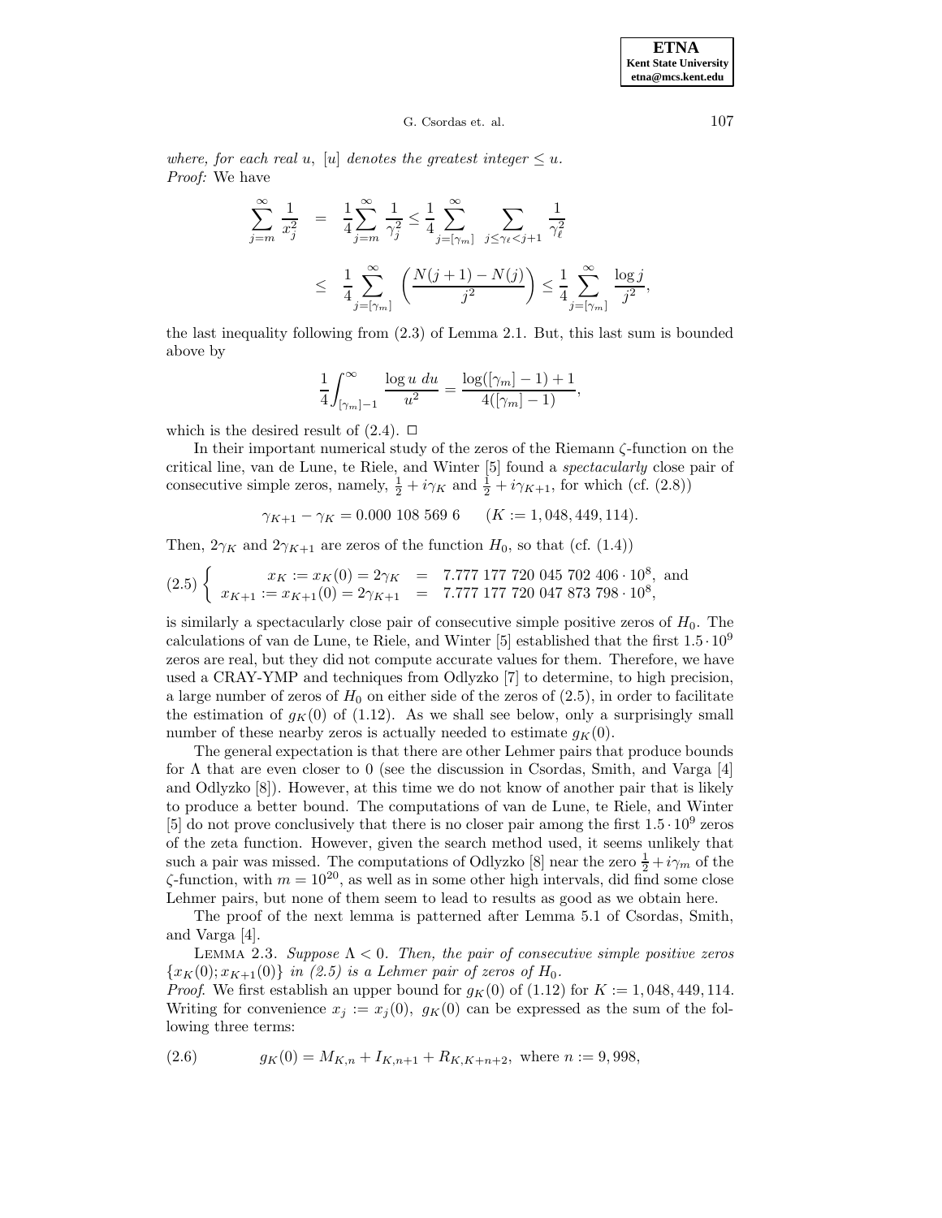*where, for each real u,* $[u]$ *denotes the greatest integer* $\leq u$.

*Proof:* We have

$$\sum_{j=m}^{\infty} \frac{1}{x_j^2} = \frac{1}{4}\sum_{j=m}^{\infty} \frac{1}{\gamma_j^2} \leq \frac{1}{4} \sum_{j=[\gamma_m]}^{\infty} \sum_{j \leq \gamma_\ell < j+1} \frac{1}{\gamma_\ell^2}$$

$$\leq \frac{1}{4} \sum_{j=[\gamma_m]}^{\infty} \left( \frac{N(j+1) - N(j)}{j^2} \right) \leq \frac{1}{4} \sum_{j=[\gamma_m]}^{\infty} \frac{\log j}{j^2},$$

the last inequality following from (2.3) of Lemma 2.1. But, this last sum is bounded above by

$$\frac{1}{4}\int_{[\gamma_m]-1}^{\infty} \frac{\log u \; du}{u^2} = \frac{\log([\gamma_m]-1)+1}{4([\gamma_m]-1)},$$

which is the desired result of (2.4). $\square$

In their important numerical study of the zeros of the Riemann $\zeta$-function on the critical line, van de Lune, te Riele, and Winter [5] found a *spectacularly* close pair of consecutive simple zeros, namely, $\frac{1}{2} + i\gamma_K$ and $\frac{1}{2} + i\gamma_{K+1}$, for which (cf. (2.8))

$$\gamma_{K+1} - \gamma_K = 0.000\ 108\ 569\ 6 \qquad (K := 1,048,449,114).$$

Then, $2\gamma_K$ and $2\gamma_{K+1}$ are zeros of the function $H_0$, so that (cf. (1.4))

$$(2.5) \begin{cases} x_K := x_K(0) = 2\gamma_K &= 7.777\ 177\ 720\ 045\ 702\ 406 \cdot 10^8, \text{ and} \\ x_{K+1} := x_{K+1}(0) = 2\gamma_{K+1} &= 7.777\ 177\ 720\ 047\ 873\ 798 \cdot 10^8, \end{cases}$$

is similarly a spectacularly close pair of consecutive simple positive zeros of $H_0$. The calculations of van de Lune, te Riele, and Winter [5] established that the first $1.5 \cdot 10^9$ zeros are real, but they did not compute accurate values for them. Therefore, we have used a CRAY-YMP and techniques from Odlyzko [7] to determine, to high precision, a large number of zeros of $H_0$ on either side of the zeros of (2.5), in order to facilitate the estimation of $g_K(0)$ of (1.12). As we shall see below, only a surprisingly small number of these nearby zeros is actually needed to estimate $g_K(0)$.

The general expectation is that there are other Lehmer pairs that produce bounds for $\Lambda$ that are even closer to 0 (see the discussion in Csordas, Smith, and Varga [4] and Odlyzko [8]). However, at this time we do not know of another pair that is likely to produce a better bound. The computations of van de Lune, te Riele, and Winter [5] do not prove conclusively that there is no closer pair among the first $1.5 \cdot 10^9$ zeros of the zeta function. However, given the search method used, it seems unlikely that such a pair was missed. The computations of Odlyzko [8] near the zero $\frac{1}{2} + i\gamma_m$ of the $\zeta$-function, with $m = 10^{20}$, as well as in some other high intervals, did find some close Lehmer pairs, but none of them seem to lead to results as good as we obtain here.

The proof of the next lemma is patterned after Lemma 5.1 of Csordas, Smith, and Varga [4].

LEMMA 2.3. *Suppose* $\Lambda < 0$. *Then, the pair of consecutive simple positive zeros* $\{x_K(0); x_{K+1}(0)\}$ *in (2.5) is a Lehmer pair of zeros of* $H_0$.

*Proof.* We first establish an upper bound for $g_K(0)$ of (1.12) for $K := 1,048,449,114$. Writing for convenience $x_j := x_j(0)$, $g_K(0)$ can be expressed as the sum of the following three terms:

$$(2.6) \qquad g_K(0) = M_{K,n} + I_{K,n+1} + R_{K,K+n+2}, \text{ where } n := 9,998,$$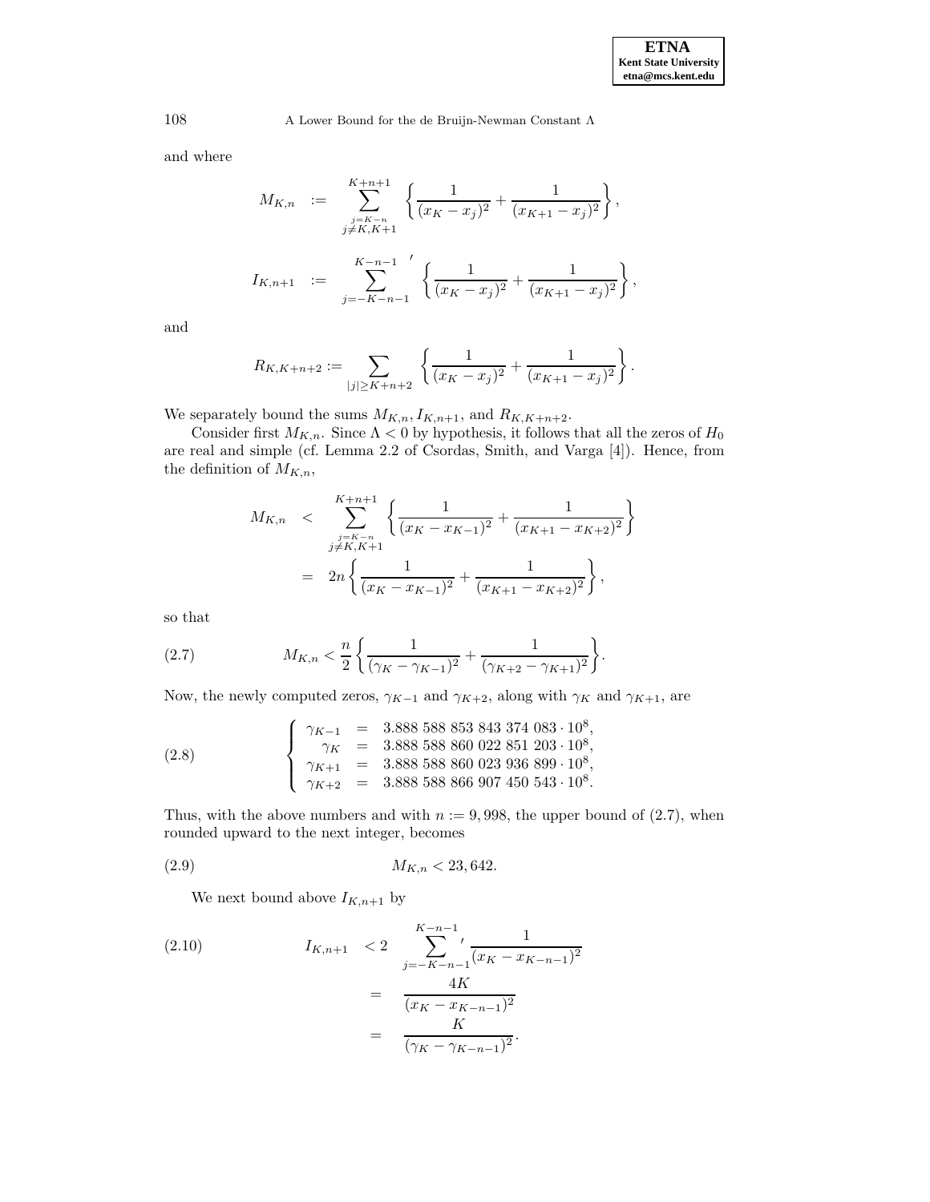and where

$$
\begin{aligned}
M_{K,n} &:= \sum_{\substack{j=K-n \\ j \neq K, K+1}}^{K+n+1} \left\{ \frac{1}{(x_K - x_j)^2} + \frac{1}{(x_{K+1} - x_j)^2} \right\}, \\
I_{K,n+1} &:= {\sum_{j=-K-n-1}^{K-n-1}}' \left\{ \frac{1}{(x_K - x_j)^2} + \frac{1}{(x_{K+1} - x_j)^2} \right\},
\end{aligned}
$$

and

$$
R_{K,K+n+2} := \sum_{|j| \geq K+n+2} \left\{ \frac{1}{(x_K - x_j)^2} + \frac{1}{(x_{K+1} - x_j)^2} \right\}.
$$

We separately bound the sums $M_{K,n}$, $I_{K,n+1}$, and $R_{K,K+n+2}$.

Consider first $M_{K,n}$. Since $\Lambda < 0$ by hypothesis, it follows that all the zeros of $H_0$ are real and simple (cf. Lemma 2.2 of Csordas, Smith, and Varga [4]). Hence, from the definition of $M_{K,n}$,

$$
\begin{aligned}
M_{K,n} &< \sum_{\substack{j=K-n \\ j \neq K, K+1}}^{K+n+1} \left\{ \frac{1}{(x_K - x_{K-1})^2} + \frac{1}{(x_{K+1} - x_{K+2})^2} \right\} \\
&= 2n \left\{ \frac{1}{(x_K - x_{K-1})^2} + \frac{1}{(x_{K+1} - x_{K+2})^2} \right\},
\end{aligned}
$$

so that

$$
M_{K,n} < \frac{n}{2} \left\{ \frac{1}{(\gamma_K - \gamma_{K-1})^2} + \frac{1}{(\gamma_{K+2} - \gamma_{K+1})^2} \right\}. \tag{2.7}
$$

Now, the newly computed zeros, $\gamma_{K-1}$ and $\gamma_{K+2}$, along with $\gamma_K$ and $\gamma_{K+1}$, are

$$
\begin{cases}
\gamma_{K-1} = 3.888\ 588\ 853\ 843\ 374\ 083 \cdot 10^8, \\
\gamma_K = 3.888\ 588\ 860\ 022\ 851\ 203 \cdot 10^8, \\
\gamma_{K+1} = 3.888\ 588\ 860\ 023\ 936\ 899 \cdot 10^8, \\
\gamma_{K+2} = 3.888\ 588\ 866\ 907\ 450\ 543 \cdot 10^8.
\end{cases} \tag{2.8}
$$

Thus, with the above numbers and with $n := 9,998$, the upper bound of (2.7), when rounded upward to the next integer, becomes

$$
M_{K,n} < 23,642. \tag{2.9}
$$

We next bound above $I_{K,n+1}$ by

$$
\begin{aligned}
I_{K,n+1} &< 2 {\sum_{j=-K-n-1}^{K-n-1}}' \frac{1}{(x_K - x_{K-n-1})^2} \\
&= \frac{4K}{(x_K - x_{K-n-1})^2} \\
&= \frac{K}{(\gamma_K - \gamma_{K-n-1})^2}.
\end{aligned} \tag{2.10}
$$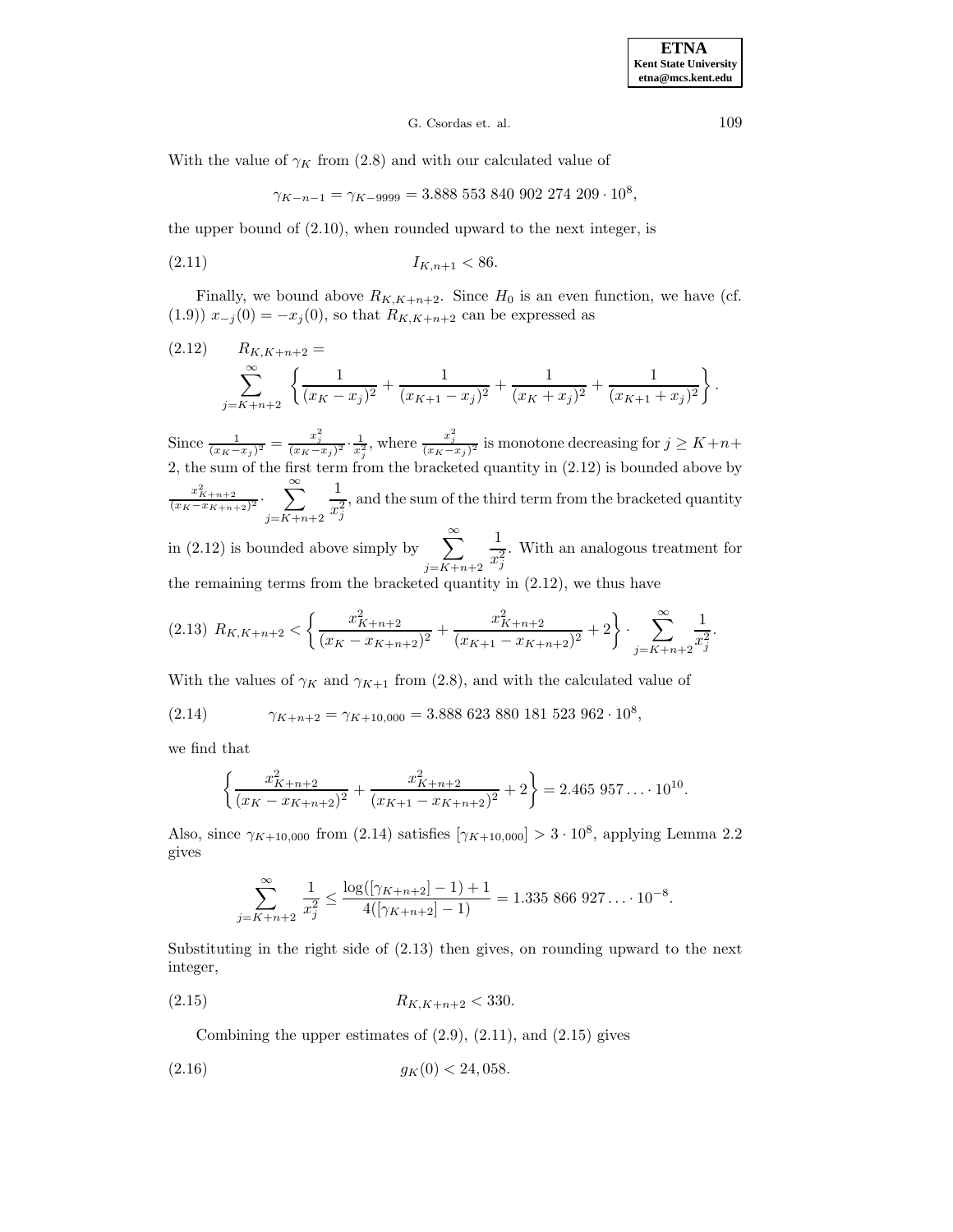With the value of $\gamma_K$ from (2.8) and with our calculated value of

$$\gamma_{K-n-1} = \gamma_{K-9999} = 3.888\ 553\ 840\ 902\ 274\ 209 \cdot 10^8,$$

the upper bound of (2.10), when rounded upward to the next integer, is

$$I_{K,n+1} < 86. \tag{2.11}$$

Finally, we bound above $R_{K,K+n+2}$. Since $H_0$ is an even function, we have (cf. (1.9)) $x_{-j}(0) = -x_j(0)$, so that $R_{K,K+n+2}$ can be expressed as

$$R_{K,K+n+2} = \sum_{j=K+n+2}^{\infty} \left\{ \frac{1}{(x_K - x_j)^2} + \frac{1}{(x_{K+1} - x_j)^2} + \frac{1}{(x_K + x_j)^2} + \frac{1}{(x_{K+1} + x_j)^2} \right\}. \tag{2.12}$$

Since $\frac{1}{(x_K - x_j)^2} = \frac{x_j^2}{(x_K - x_j)^2} \cdot \frac{1}{x_j^2}$, where $\frac{x_j^2}{(x_K - x_j)^2}$ is monotone decreasing for $j \geq K+n+2$, the sum of the first term from the bracketed quantity in (2.12) is bounded above by $\frac{x_{K+n+2}^2}{(x_K - x_{K+n+2})^2} \cdot \sum_{j=K+n+2}^{\infty} \frac{1}{x_j^2}$, and the sum of the third term from the bracketed quantity in (2.12) is bounded above simply by $\sum_{j=K+n+2}^{\infty} \frac{1}{x_j^2}$. With an analogous treatment for the remaining terms from the bracketed quantity in (2.12), we thus have

$$R_{K,K+n+2} < \left\{ \frac{x_{K+n+2}^2}{(x_K - x_{K+n+2})^2} + \frac{x_{K+n+2}^2}{(x_{K+1} - x_{K+n+2})^2} + 2 \right\} \cdot \sum_{j=K+n+2}^{\infty} \frac{1}{x_j^2}. \tag{2.13}$$

With the values of $\gamma_K$ and $\gamma_{K+1}$ from (2.8), and with the calculated value of

$$\gamma_{K+n+2} = \gamma_{K+10,000} = 3.888\ 623\ 880\ 181\ 523\ 962 \cdot 10^8, \tag{2.14}$$

we find that

$$\left\{ \frac{x_{K+n+2}^2}{(x_K - x_{K+n+2})^2} + \frac{x_{K+n+2}^2}{(x_{K+1} - x_{K+n+2})^2} + 2 \right\} = 2.465\ 957 \ldots \cdot 10^{10}.$$

Also, since $\gamma_{K+10,000}$ from (2.14) satisfies $[\gamma_{K+10,000}] > 3 \cdot 10^8$, applying Lemma 2.2 gives

$$\sum_{j=K+n+2}^{\infty} \frac{1}{x_j^2} \leq \frac{\log([\gamma_{K+n+2}] - 1) + 1}{4([\gamma_{K+n+2}] - 1)} = 1.335\ 866\ 927 \ldots \cdot 10^{-8}.$$

Substituting in the right side of (2.13) then gives, on rounding upward to the next integer,

$$R_{K,K+n+2} < 330. \tag{2.15}$$

Combining the upper estimates of (2.9), (2.11), and (2.15) gives

$$g_K(0) < 24,058. \tag{2.16}$$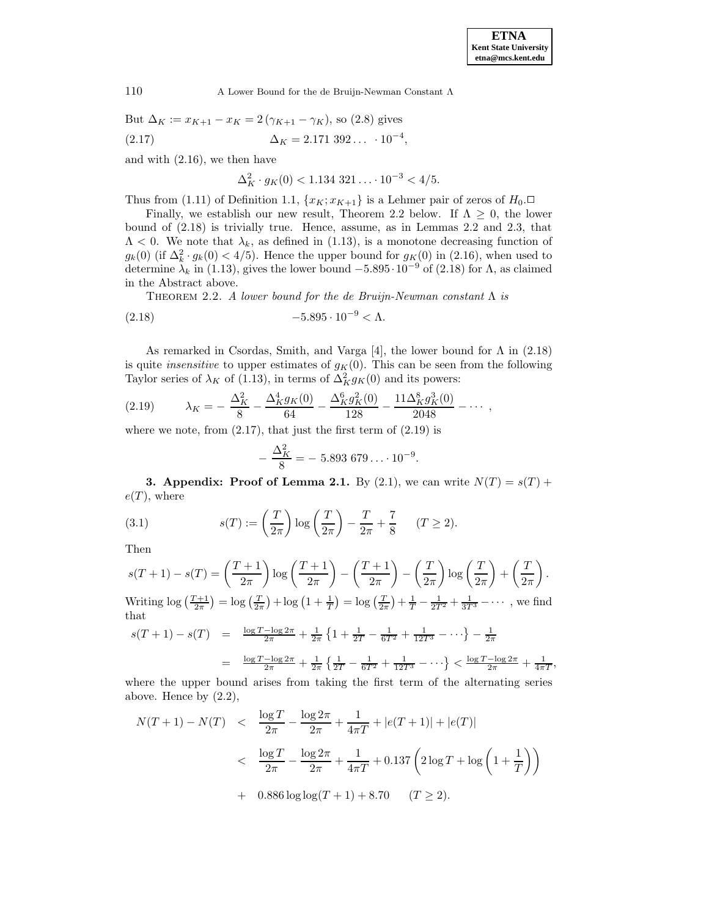But $\Delta_K := x_{K+1} - x_K = 2\,(\gamma_{K+1} - \gamma_K)$, so (2.8) gives

$$\Delta_K = 2.171\ 392\ldots\ \cdot 10^{-4}, \tag{2.17}$$

and with (2.16), we then have

$$\Delta_K^2 \cdot g_K(0) < 1.134\ 321\ldots \cdot 10^{-3} < 4/5.$$

Thus from (1.11) of Definition 1.1, $\{x_K; x_{K+1}\}$ is a Lehmer pair of zeros of $H_0$.□

Finally, we establish our new result, Theorem 2.2 below. If $\Lambda \geq 0$, the lower bound of (2.18) is trivially true. Hence, assume, as in Lemmas 2.2 and 2.3, that $\Lambda < 0$. We note that $\lambda_k$, as defined in (1.13), is a monotone decreasing function of $g_k(0)$ (if $\Delta_k^2 \cdot g_k(0) < 4/5$). Hence the upper bound for $g_K(0)$ in (2.16), when used to determine $\lambda_k$ in (1.13), gives the lower bound $-5.895 \cdot 10^{-9}$ of (2.18) for $\Lambda$, as claimed in the Abstract above.

Theorem 2.2. *A lower bound for the de Bruijn-Newman constant* $\Lambda$ *is*

$$-5.895 \cdot 10^{-9} < \Lambda. \tag{2.18}$$

As remarked in Csordas, Smith, and Varga [4], the lower bound for $\Lambda$ in (2.18) is quite *insensitive* to upper estimates of $g_K(0)$. This can be seen from the following Taylor series of $\lambda_K$ of (1.13), in terms of $\Delta_K^2 g_K(0)$ and its powers:

$$\lambda_K = -\ \frac{\Delta_K^2}{8} - \frac{\Delta_K^4 g_K(0)}{64} - \frac{\Delta_K^6 g_K^2(0)}{128} - \frac{11\Delta_K^8 g_K^3(0)}{2048} - \cdots\ , \tag{2.19}$$

where we note, from (2.17), that just the first term of (2.19) is

$$-\ \frac{\Delta_K^2}{8} = -\ 5.893\ 679\ldots \cdot 10^{-9}.$$

## 3. Appendix: Proof of Lemma 2.1.

By (2.1), we can write $N(T) = s(T) + e(T)$, where

$$s(T) := \left(\frac{T}{2\pi}\right)\log\left(\frac{T}{2\pi}\right) - \frac{T}{2\pi} + \frac{7}{8} \qquad (T \geq 2). \tag{3.1}$$

Then

$$s(T+1) - s(T) = \left(\frac{T+1}{2\pi}\right)\log\left(\frac{T+1}{2\pi}\right) - \left(\frac{T+1}{2\pi}\right) - \left(\frac{T}{2\pi}\right)\log\left(\frac{T}{2\pi}\right) + \left(\frac{T}{2\pi}\right).$$

Writing $\log\left(\frac{T+1}{2\pi}\right) = \log\left(\frac{T}{2\pi}\right) + \log\left(1 + \frac{1}{T}\right) = \log\left(\frac{T}{2\pi}\right) + \frac{1}{T} - \frac{1}{2T^2} + \frac{1}{3T^3} - \cdots$ , we find that

$$\begin{aligned} s(T+1) - s(T) &= \frac{\log T - \log 2\pi}{2\pi} + \frac{1}{2\pi}\left\{1 + \frac{1}{2T} - \frac{1}{6T^2} + \frac{1}{12T^3} - \cdots\right\} - \frac{1}{2\pi} \\ &= \frac{\log T - \log 2\pi}{2\pi} + \frac{1}{2\pi}\left\{\frac{1}{2T} - \frac{1}{6T^2} + \frac{1}{12T^3} - \cdots\right\} < \frac{\log T - \log 2\pi}{2\pi} + \frac{1}{4\pi T}, \end{aligned}$$

where the upper bound arises from taking the first term of the alternating series above. Hence by (2.2),

$$\begin{aligned} N(T+1) - N(T) &< \frac{\log T}{2\pi} - \frac{\log 2\pi}{2\pi} + \frac{1}{4\pi T} + |e(T+1)| + |e(T)| \\ &< \frac{\log T}{2\pi} - \frac{\log 2\pi}{2\pi} + \frac{1}{4\pi T} + 0.137\left(2\log T + \log\left(1 + \frac{1}{T}\right)\right) \\ &+ \quad 0.886 \log\log(T+1) + 8.70 \qquad (T \geq 2). \end{aligned}$$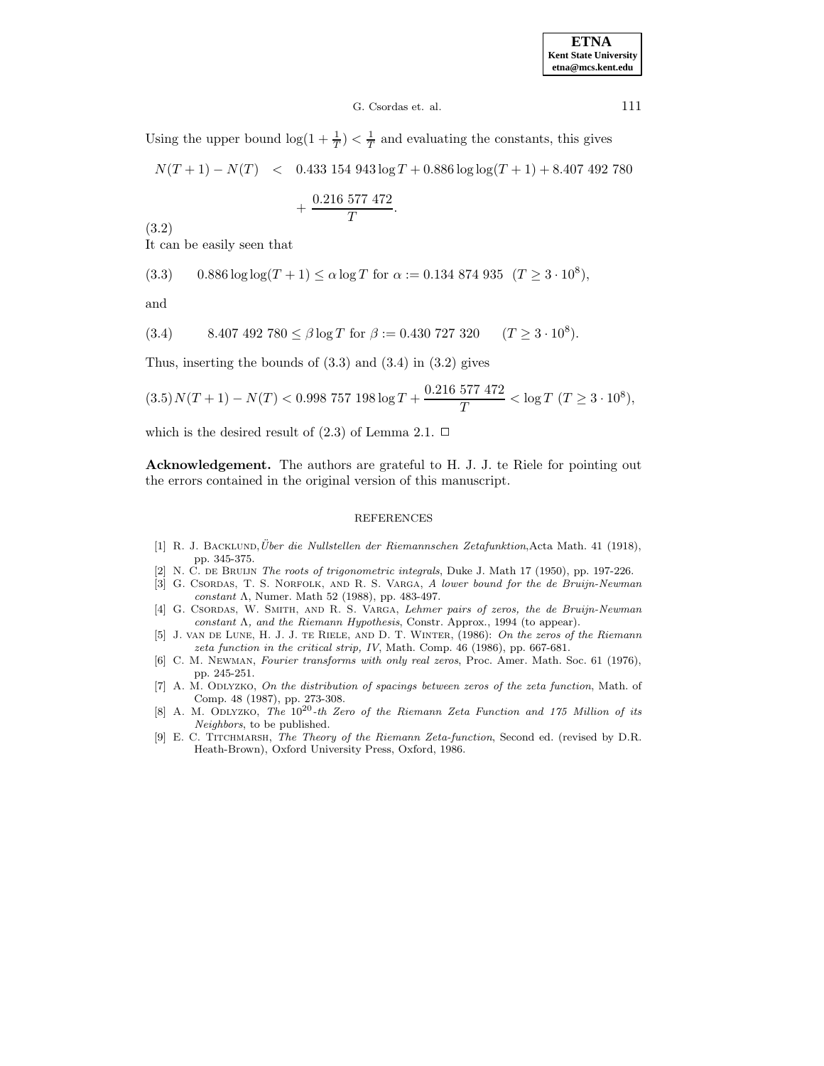Using the upper bound $\log(1 + \frac{1}{T}) < \frac{1}{T}$ and evaluating the constants, this gives

$$N(T+1) - N(T) \quad < \quad 0.433\ 154\ 943 \log T + 0.886 \log\log(T+1) + 8.407\ 492\ 780 + \frac{0.216\ 577\ 472}{T}. \tag{3.2}$$

It can be easily seen that

$$0.886 \log\log(T+1) \leq \alpha \log T \text{ for } \alpha := 0.134\ 874\ 935 \quad (T \geq 3 \cdot 10^8), \tag{3.3}$$

and

$$8.407\ 492\ 780 \leq \beta \log T \text{ for } \beta := 0.430\ 727\ 320 \qquad (T \geq 3 \cdot 10^8). \tag{3.4}$$

Thus, inserting the bounds of (3.3) and (3.4) in (3.2) gives

$$N(T+1) - N(T) < 0.998\ 757\ 198 \log T + \frac{0.216\ 577\ 472}{T} < \log T \ (T \geq 3 \cdot 10^8), \tag{3.5}$$

which is the desired result of (2.3) of Lemma 2.1. □

**Acknowledgement.** The authors are grateful to H. J. J. te Riele for pointing out the errors contained in the original version of this manuscript.

## REFERENCES

[1] R. J. Backlund, *Über die Nullstellen der Riemannschen Zetafunktion*, Acta Math. 41 (1918), pp. 345-375.

[2] N. C. de Bruijn *The roots of trigonometric integrals*, Duke J. Math 17 (1950), pp. 197-226.

[3] G. Csordas, T. S. Norfolk, and R. S. Varga, *A lower bound for the de Bruijn-Newman constant* Λ, Numer. Math 52 (1988), pp. 483-497.

[4] G. Csordas, W. Smith, and R. S. Varga, *Lehmer pairs of zeros, the de Bruijn-Newman constant* Λ*, and the Riemann Hypothesis*, Constr. Approx., 1994 (to appear).

[5] J. van de Lune, H. J. J. te Riele, and D. T. Winter, (1986): *On the zeros of the Riemann zeta function in the critical strip, IV*, Math. Comp. 46 (1986), pp. 667-681.

[6] C. M. Newman, *Fourier transforms with only real zeros*, Proc. Amer. Math. Soc. 61 (1976), pp. 245-251.

[7] A. M. Odlyzko, *On the distribution of spacings between zeros of the zeta function*, Math. of Comp. 48 (1987), pp. 273-308.

[8] A. M. Odlyzko, *The* $10^{20}$*-th Zero of the Riemann Zeta Function and 175 Million of its Neighbors*, to be published.

[9] E. C. Titchmarsh, *The Theory of the Riemann Zeta-function*, Second ed. (revised by D.R. Heath-Brown), Oxford University Press, Oxford, 1986.